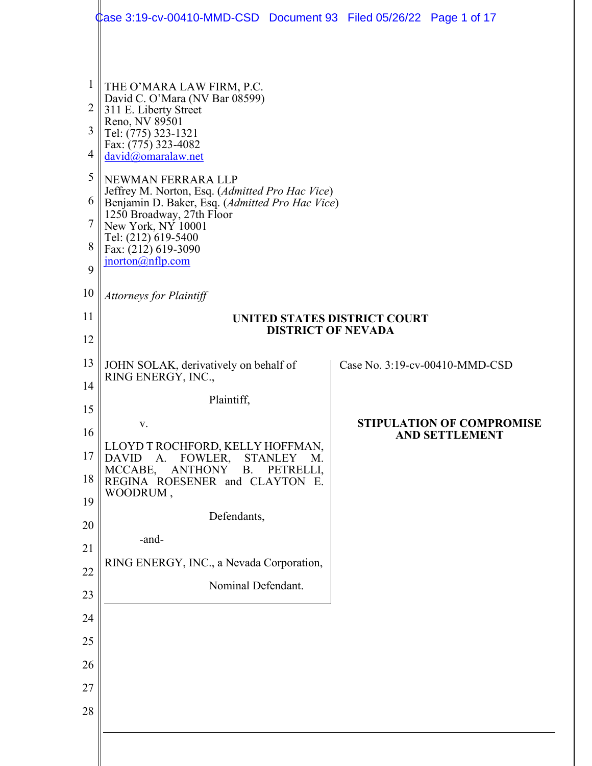THE O'MARA LAW FIRM, P.C.
David C. O'Mara (NV Bar 08599)
311 E. Liberty Street
Reno, NV 89501
Tel: (775) 323-1321
Fax: (775) 323-4082
david@omaralaw.net

NEWMAN FERRARA LLP
Jeffrey M. Norton, Esq. (*Admitted Pro Hac Vice*)
Benjamin D. Baker, Esq. (*Admitted Pro Hac Vice*)
1250 Broadway, 27th Floor
New York, NY 10001
Tel: (212) 619-5400
Fax: (212) 619-3090
jnorton@nflp.com

*Attorneys for Plaintiff*

**UNITED STATES DISTRICT COURT**
**DISTRICT OF NEVADA**

| | |
|---|---|
| JOHN SOLAK, derivatively on behalf of RING ENERGY, INC.,<br><br>Plaintiff,<br><br>v.<br><br>LLOYD T ROCHFORD, KELLY HOFFMAN, DAVID A. FOWLER, STANLEY M. MCCABE, ANTHONY B. PETRELLI, REGINA ROESENER and CLAYTON E. WOODRUM ,<br><br>Defendants,<br><br>-and-<br><br>RING ENERGY, INC., a Nevada Corporation,<br><br>Nominal Defendant. | Case No. 3:19-cv-00410-MMD-CSD<br><br>**STIPULATION OF COMPROMISE AND SETTLEMENT** |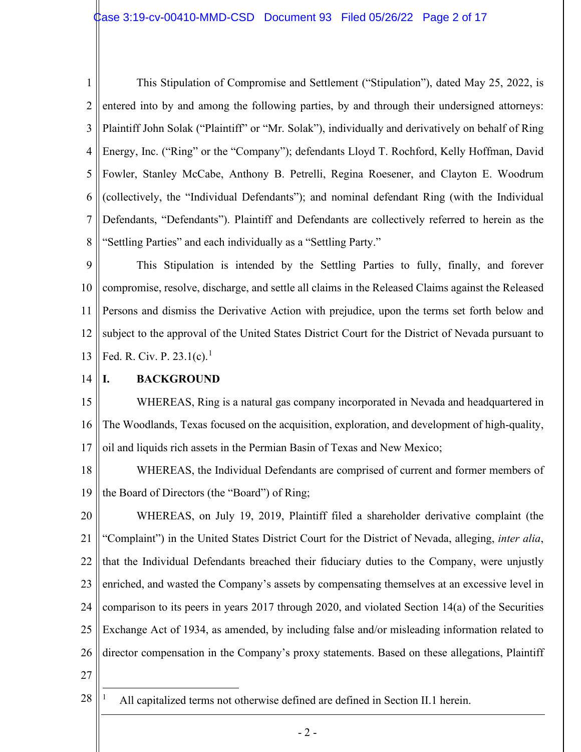This Stipulation of Compromise and Settlement ("Stipulation"), dated May 25, 2022, is entered into by and among the following parties, by and through their undersigned attorneys: Plaintiff John Solak ("Plaintiff" or "Mr. Solak"), individually and derivatively on behalf of Ring Energy, Inc. ("Ring" or the "Company"); defendants Lloyd T. Rochford, Kelly Hoffman, David Fowler, Stanley McCabe, Anthony B. Petrelli, Regina Roesener, and Clayton E. Woodrum (collectively, the "Individual Defendants"); and nominal defendant Ring (with the Individual Defendants, "Defendants"). Plaintiff and Defendants are collectively referred to herein as the "Settling Parties" and each individually as a "Settling Party."

This Stipulation is intended by the Settling Parties to fully, finally, and forever compromise, resolve, discharge, and settle all claims in the Released Claims against the Released Persons and dismiss the Derivative Action with prejudice, upon the terms set forth below and subject to the approval of the United States District Court for the District of Nevada pursuant to Fed. R. Civ. P. 23.1(c).[1]

## I. BACKGROUND

WHEREAS, Ring is a natural gas company incorporated in Nevada and headquartered in The Woodlands, Texas focused on the acquisition, exploration, and development of high-quality, oil and liquids rich assets in the Permian Basin of Texas and New Mexico;

WHEREAS, the Individual Defendants are comprised of current and former members of the Board of Directors (the "Board") of Ring;

WHEREAS, on July 19, 2019, Plaintiff filed a shareholder derivative complaint (the "Complaint") in the United States District Court for the District of Nevada, alleging, *inter alia*, that the Individual Defendants breached their fiduciary duties to the Company, were unjustly enriched, and wasted the Company's assets by compensating themselves at an excessive level in comparison to its peers in years 2017 through 2020, and violated Section 14(a) of the Securities Exchange Act of 1934, as amended, by including false and/or misleading information related to director compensation in the Company's proxy statements. Based on these allegations, Plaintiff

[1] All capitalized terms not otherwise defined are defined in Section II.1 herein.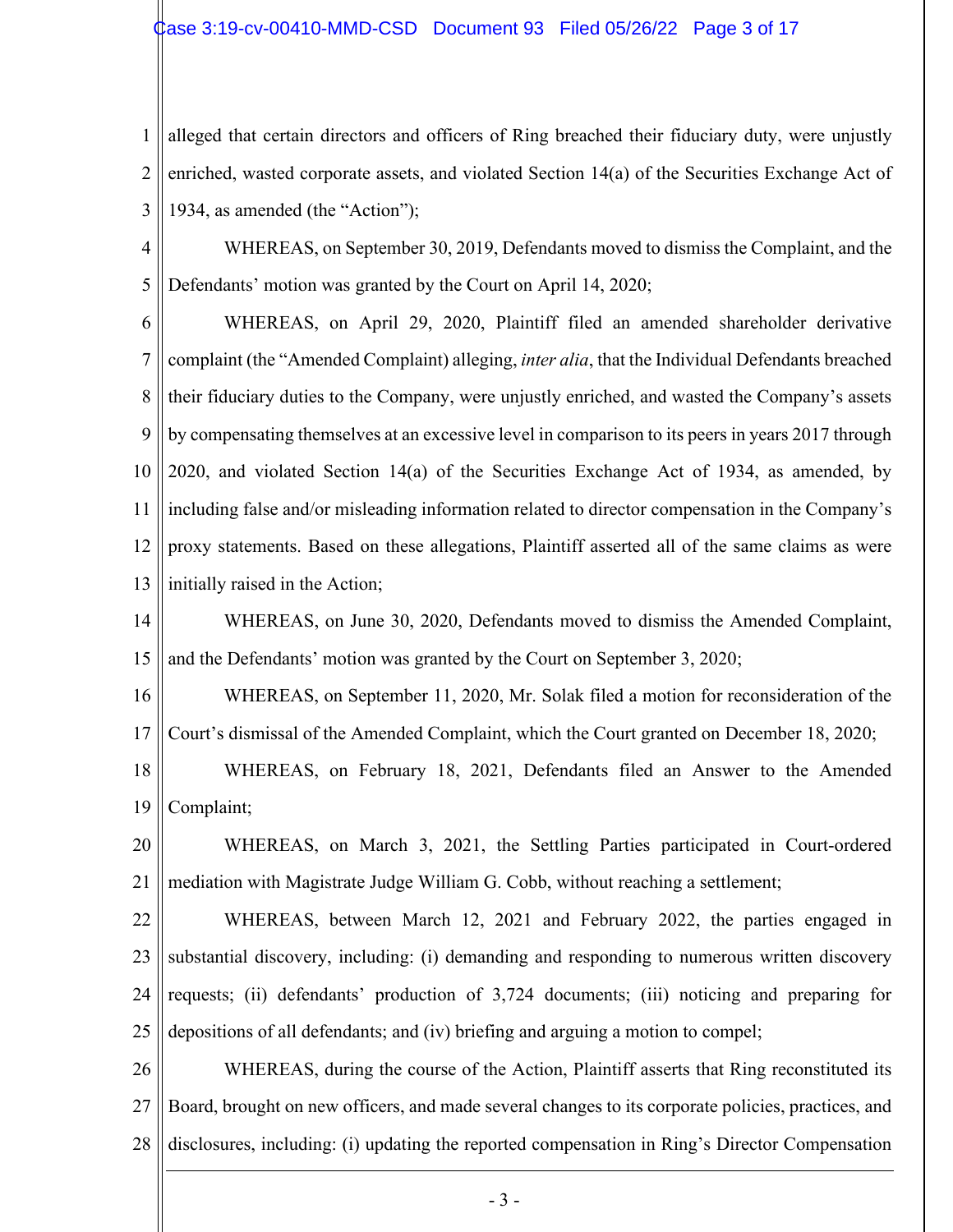alleged that certain directors and officers of Ring breached their fiduciary duty, were unjustly enriched, wasted corporate assets, and violated Section 14(a) of the Securities Exchange Act of 1934, as amended (the "Action");

WHEREAS, on September 30, 2019, Defendants moved to dismiss the Complaint, and the Defendants' motion was granted by the Court on April 14, 2020;

WHEREAS, on April 29, 2020, Plaintiff filed an amended shareholder derivative complaint (the "Amended Complaint) alleging, *inter alia*, that the Individual Defendants breached their fiduciary duties to the Company, were unjustly enriched, and wasted the Company's assets by compensating themselves at an excessive level in comparison to its peers in years 2017 through 2020, and violated Section 14(a) of the Securities Exchange Act of 1934, as amended, by including false and/or misleading information related to director compensation in the Company's proxy statements. Based on these allegations, Plaintiff asserted all of the same claims as were initially raised in the Action;

WHEREAS, on June 30, 2020, Defendants moved to dismiss the Amended Complaint, and the Defendants' motion was granted by the Court on September 3, 2020;

WHEREAS, on September 11, 2020, Mr. Solak filed a motion for reconsideration of the Court's dismissal of the Amended Complaint, which the Court granted on December 18, 2020;

WHEREAS, on February 18, 2021, Defendants filed an Answer to the Amended Complaint;

WHEREAS, on March 3, 2021, the Settling Parties participated in Court-ordered mediation with Magistrate Judge William G. Cobb, without reaching a settlement;

WHEREAS, between March 12, 2021 and February 2022, the parties engaged in substantial discovery, including: (i) demanding and responding to numerous written discovery requests; (ii) defendants' production of 3,724 documents; (iii) noticing and preparing for depositions of all defendants; and (iv) briefing and arguing a motion to compel;

WHEREAS, during the course of the Action, Plaintiff asserts that Ring reconstituted its Board, brought on new officers, and made several changes to its corporate policies, practices, and disclosures, including: (i) updating the reported compensation in Ring's Director Compensation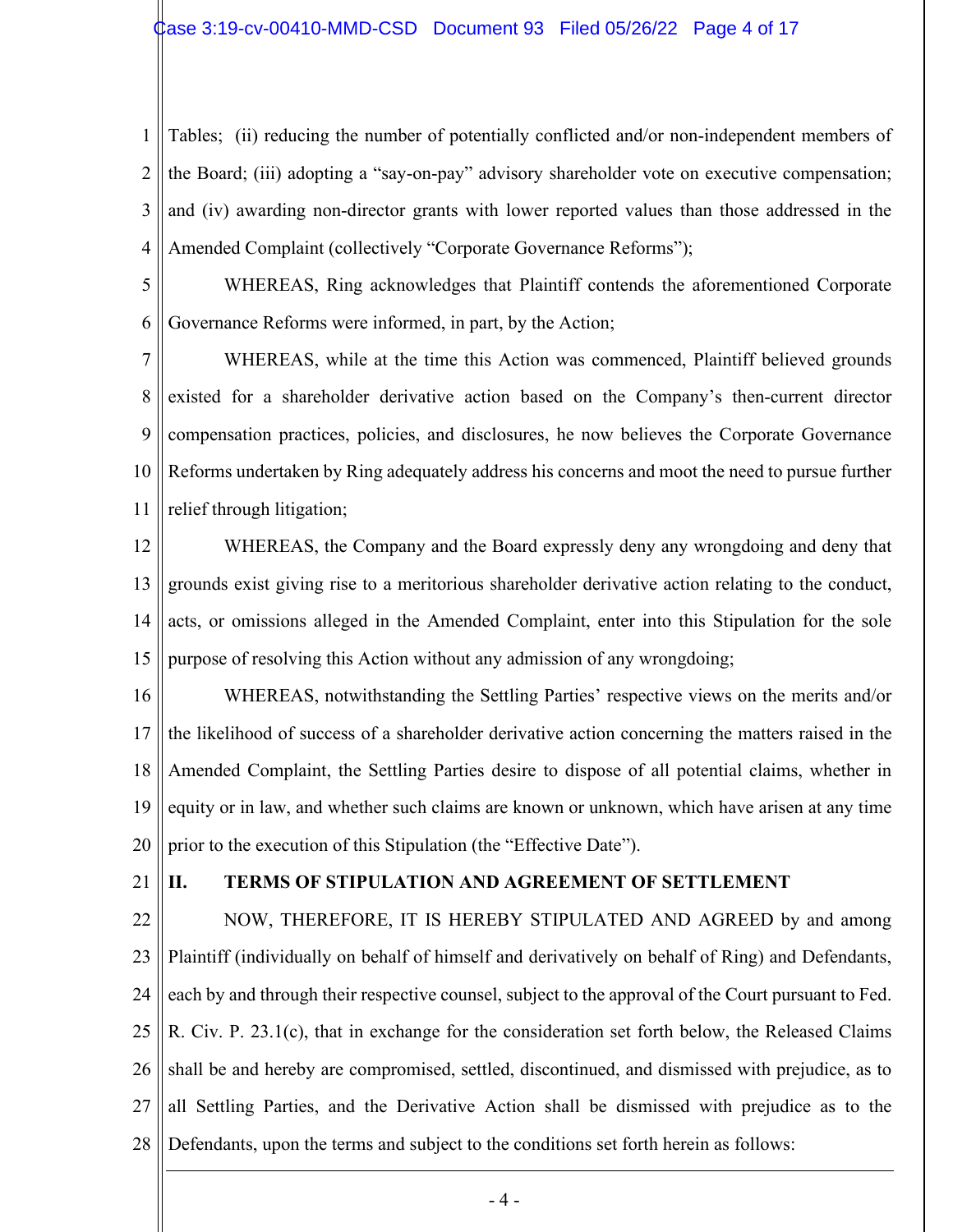Tables; (ii) reducing the number of potentially conflicted and/or non-independent members of the Board; (iii) adopting a "say-on-pay" advisory shareholder vote on executive compensation; and (iv) awarding non-director grants with lower reported values than those addressed in the Amended Complaint (collectively "Corporate Governance Reforms");

WHEREAS, Ring acknowledges that Plaintiff contends the aforementioned Corporate Governance Reforms were informed, in part, by the Action;

WHEREAS, while at the time this Action was commenced, Plaintiff believed grounds existed for a shareholder derivative action based on the Company's then-current director compensation practices, policies, and disclosures, he now believes the Corporate Governance Reforms undertaken by Ring adequately address his concerns and moot the need to pursue further relief through litigation;

WHEREAS, the Company and the Board expressly deny any wrongdoing and deny that grounds exist giving rise to a meritorious shareholder derivative action relating to the conduct, acts, or omissions alleged in the Amended Complaint, enter into this Stipulation for the sole purpose of resolving this Action without any admission of any wrongdoing;

WHEREAS, notwithstanding the Settling Parties' respective views on the merits and/or the likelihood of success of a shareholder derivative action concerning the matters raised in the Amended Complaint, the Settling Parties desire to dispose of all potential claims, whether in equity or in law, and whether such claims are known or unknown, which have arisen at any time prior to the execution of this Stipulation (the "Effective Date").

## II. TERMS OF STIPULATION AND AGREEMENT OF SETTLEMENT

NOW, THEREFORE, IT IS HEREBY STIPULATED AND AGREED by and among Plaintiff (individually on behalf of himself and derivatively on behalf of Ring) and Defendants, each by and through their respective counsel, subject to the approval of the Court pursuant to Fed. R. Civ. P. 23.1(c), that in exchange for the consideration set forth below, the Released Claims shall be and hereby are compromised, settled, discontinued, and dismissed with prejudice, as to all Settling Parties, and the Derivative Action shall be dismissed with prejudice as to the Defendants, upon the terms and subject to the conditions set forth herein as follows: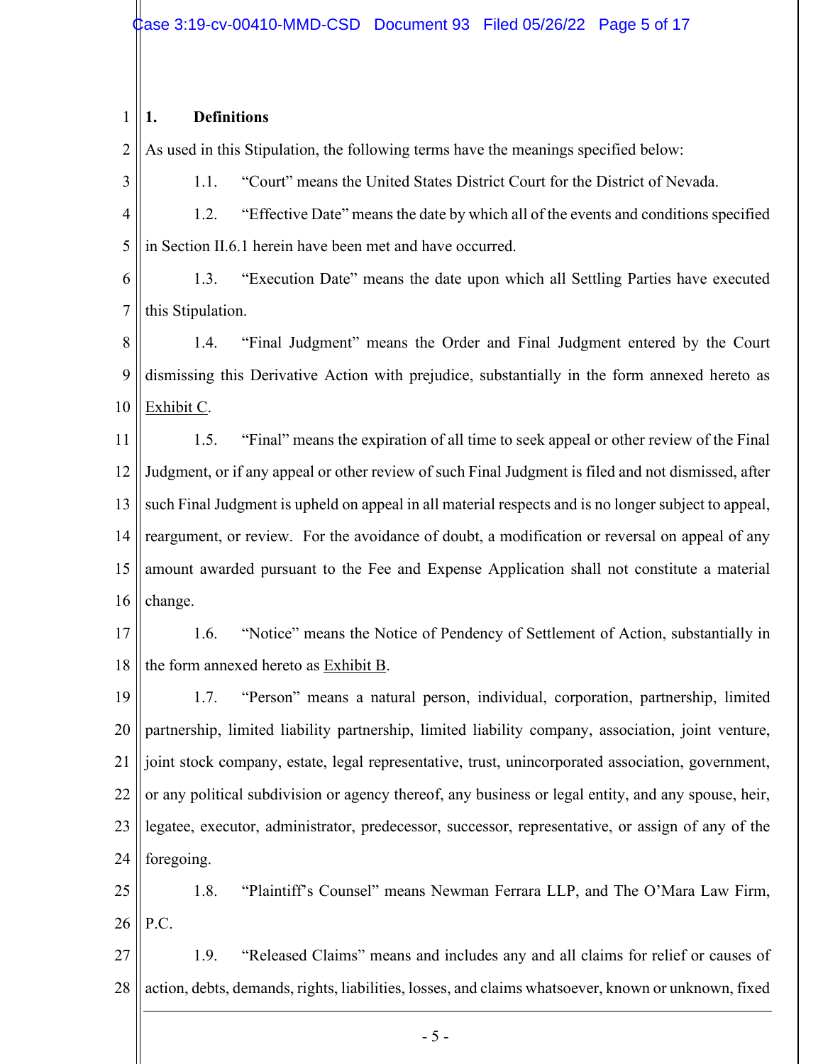## 1. Definitions

As used in this Stipulation, the following terms have the meanings specified below:

1.1. "Court" means the United States District Court for the District of Nevada.

1.2. "Effective Date" means the date by which all of the events and conditions specified in Section II.6.1 herein have been met and have occurred.

1.3. "Execution Date" means the date upon which all Settling Parties have executed this Stipulation.

1.4. "Final Judgment" means the Order and Final Judgment entered by the Court dismissing this Derivative Action with prejudice, substantially in the form annexed hereto as Exhibit C.

1.5. "Final" means the expiration of all time to seek appeal or other review of the Final Judgment, or if any appeal or other review of such Final Judgment is filed and not dismissed, after such Final Judgment is upheld on appeal in all material respects and is no longer subject to appeal, reargument, or review. For the avoidance of doubt, a modification or reversal on appeal of any amount awarded pursuant to the Fee and Expense Application shall not constitute a material change.

1.6. "Notice" means the Notice of Pendency of Settlement of Action, substantially in the form annexed hereto as Exhibit B.

1.7. "Person" means a natural person, individual, corporation, partnership, limited partnership, limited liability partnership, limited liability company, association, joint venture, joint stock company, estate, legal representative, trust, unincorporated association, government, or any political subdivision or agency thereof, any business or legal entity, and any spouse, heir, legatee, executor, administrator, predecessor, successor, representative, or assign of any of the foregoing.

1.8. "Plaintiff's Counsel" means Newman Ferrara LLP, and The O'Mara Law Firm, P.C.

1.9. "Released Claims" means and includes any and all claims for relief or causes of action, debts, demands, rights, liabilities, losses, and claims whatsoever, known or unknown, fixed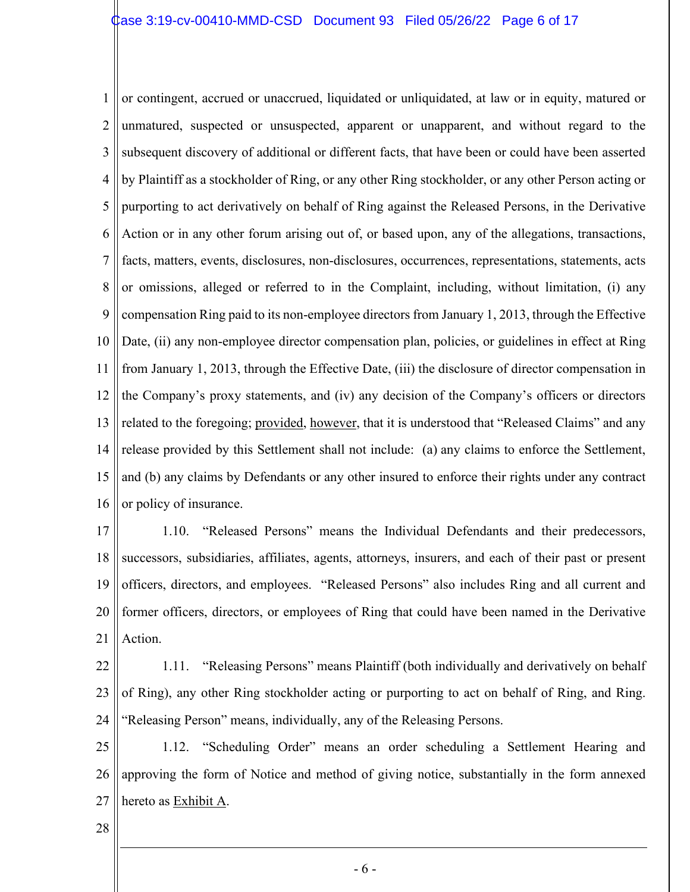or contingent, accrued or unaccrued, liquidated or unliquidated, at law or in equity, matured or unmatured, suspected or unsuspected, apparent or unapparent, and without regard to the subsequent discovery of additional or different facts, that have been or could have been asserted by Plaintiff as a stockholder of Ring, or any other Ring stockholder, or any other Person acting or purporting to act derivatively on behalf of Ring against the Released Persons, in the Derivative Action or in any other forum arising out of, or based upon, any of the allegations, transactions, facts, matters, events, disclosures, non-disclosures, occurrences, representations, statements, acts or omissions, alleged or referred to in the Complaint, including, without limitation, (i) any compensation Ring paid to its non-employee directors from January 1, 2013, through the Effective Date, (ii) any non-employee director compensation plan, policies, or guidelines in effect at Ring from January 1, 2013, through the Effective Date, (iii) the disclosure of director compensation in the Company's proxy statements, and (iv) any decision of the Company's officers or directors related to the foregoing; provided, however, that it is understood that "Released Claims" and any release provided by this Settlement shall not include: (a) any claims to enforce the Settlement, and (b) any claims by Defendants or any other insured to enforce their rights under any contract or policy of insurance.

1.10. "Released Persons" means the Individual Defendants and their predecessors, successors, subsidiaries, affiliates, agents, attorneys, insurers, and each of their past or present officers, directors, and employees. "Released Persons" also includes Ring and all current and former officers, directors, or employees of Ring that could have been named in the Derivative Action.

1.11. "Releasing Persons" means Plaintiff (both individually and derivatively on behalf of Ring), any other Ring stockholder acting or purporting to act on behalf of Ring, and Ring. "Releasing Person" means, individually, any of the Releasing Persons.

1.12. "Scheduling Order" means an order scheduling a Settlement Hearing and approving the form of Notice and method of giving notice, substantially in the form annexed hereto as Exhibit A.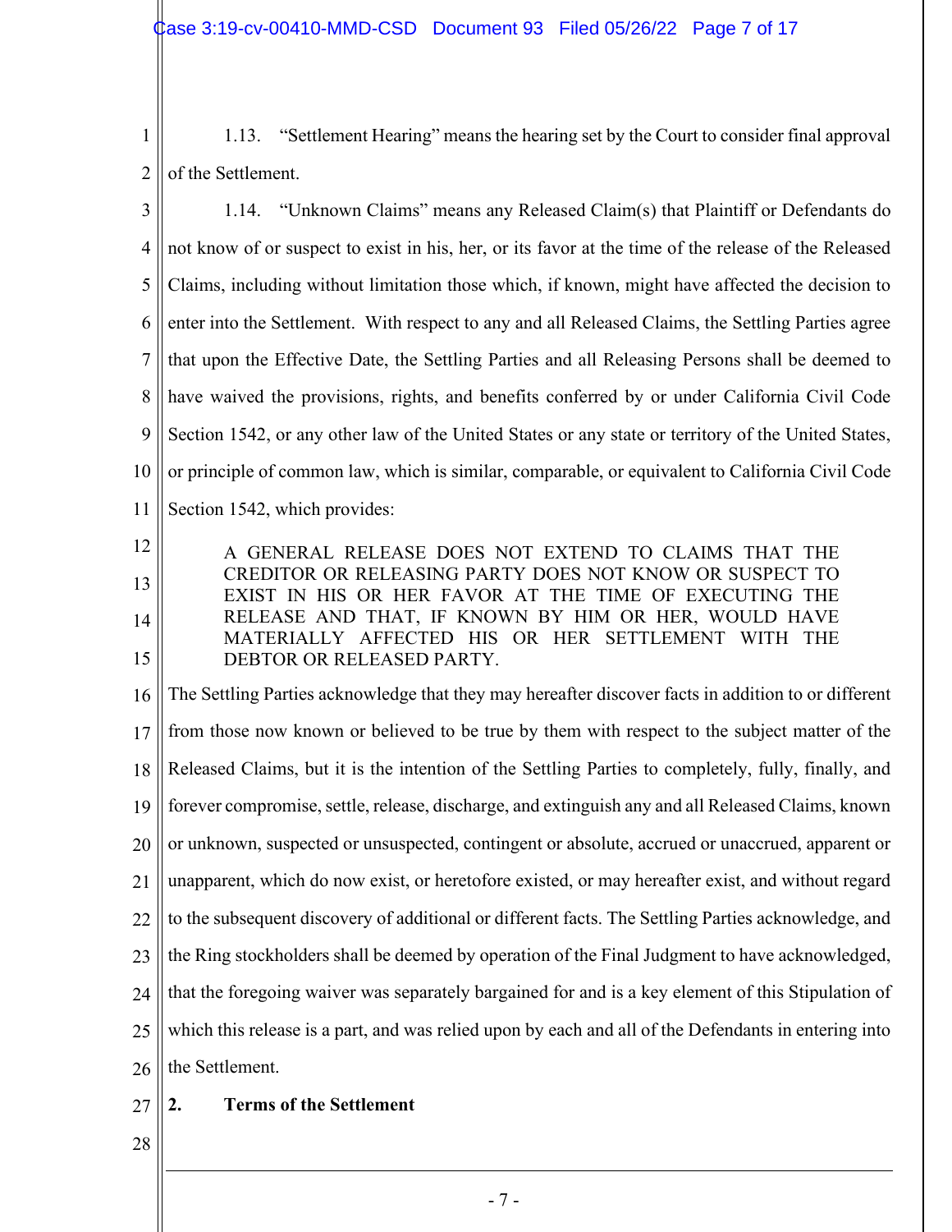1.13. "Settlement Hearing" means the hearing set by the Court to consider final approval of the Settlement.

1.14. "Unknown Claims" means any Released Claim(s) that Plaintiff or Defendants do not know of or suspect to exist in his, her, or its favor at the time of the release of the Released Claims, including without limitation those which, if known, might have affected the decision to enter into the Settlement. With respect to any and all Released Claims, the Settling Parties agree that upon the Effective Date, the Settling Parties and all Releasing Persons shall be deemed to have waived the provisions, rights, and benefits conferred by or under California Civil Code Section 1542, or any other law of the United States or any state or territory of the United States, or principle of common law, which is similar, comparable, or equivalent to California Civil Code Section 1542, which provides:

> A GENERAL RELEASE DOES NOT EXTEND TO CLAIMS THAT THE CREDITOR OR RELEASING PARTY DOES NOT KNOW OR SUSPECT TO EXIST IN HIS OR HER FAVOR AT THE TIME OF EXECUTING THE RELEASE AND THAT, IF KNOWN BY HIM OR HER, WOULD HAVE MATERIALLY AFFECTED HIS OR HER SETTLEMENT WITH THE DEBTOR OR RELEASED PARTY.

The Settling Parties acknowledge that they may hereafter discover facts in addition to or different from those now known or believed to be true by them with respect to the subject matter of the Released Claims, but it is the intention of the Settling Parties to completely, fully, finally, and forever compromise, settle, release, discharge, and extinguish any and all Released Claims, known or unknown, suspected or unsuspected, contingent or absolute, accrued or unaccrued, apparent or unapparent, which do now exist, or heretofore existed, or may hereafter exist, and without regard to the subsequent discovery of additional or different facts. The Settling Parties acknowledge, and the Ring stockholders shall be deemed by operation of the Final Judgment to have acknowledged, that the foregoing waiver was separately bargained for and is a key element of this Stipulation of which this release is a part, and was relied upon by each and all of the Defendants in entering into the Settlement.

## 2. Terms of the Settlement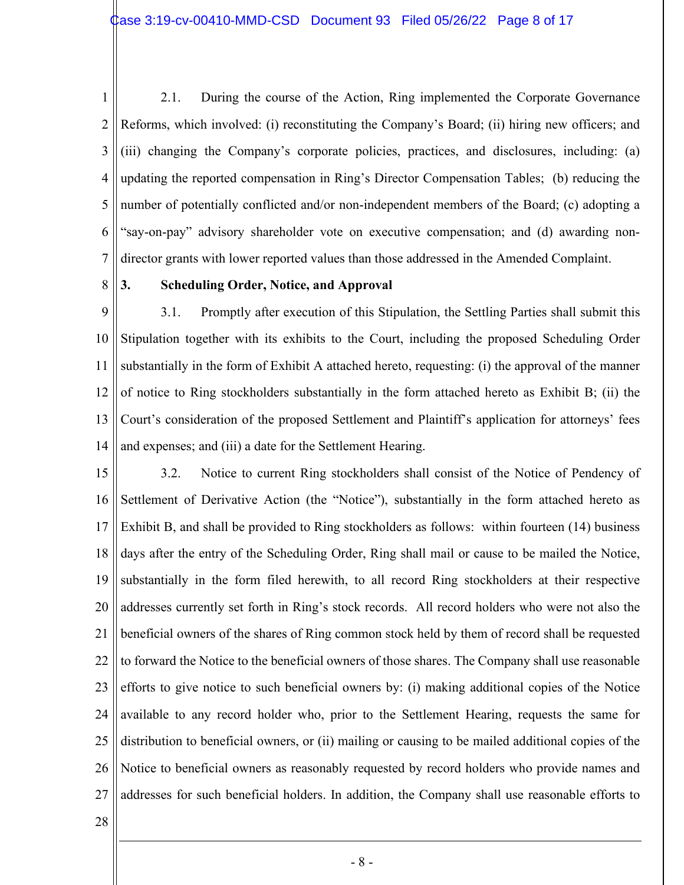2.1. During the course of the Action, Ring implemented the Corporate Governance Reforms, which involved: (i) reconstituting the Company's Board; (ii) hiring new officers; and (iii) changing the Company's corporate policies, practices, and disclosures, including: (a) updating the reported compensation in Ring's Director Compensation Tables; (b) reducing the number of potentially conflicted and/or non-independent members of the Board; (c) adopting a "say-on-pay" advisory shareholder vote on executive compensation; and (d) awarding non-director grants with lower reported values than those addressed in the Amended Complaint.

**3. Scheduling Order, Notice, and Approval**

3.1. Promptly after execution of this Stipulation, the Settling Parties shall submit this Stipulation together with its exhibits to the Court, including the proposed Scheduling Order substantially in the form of Exhibit A attached hereto, requesting: (i) the approval of the manner of notice to Ring stockholders substantially in the form attached hereto as Exhibit B; (ii) the Court's consideration of the proposed Settlement and Plaintiff's application for attorneys' fees and expenses; and (iii) a date for the Settlement Hearing.

3.2. Notice to current Ring stockholders shall consist of the Notice of Pendency of Settlement of Derivative Action (the "Notice"), substantially in the form attached hereto as Exhibit B, and shall be provided to Ring stockholders as follows: within fourteen (14) business days after the entry of the Scheduling Order, Ring shall mail or cause to be mailed the Notice, substantially in the form filed herewith, to all record Ring stockholders at their respective addresses currently set forth in Ring's stock records. All record holders who were not also the beneficial owners of the shares of Ring common stock held by them of record shall be requested to forward the Notice to the beneficial owners of those shares. The Company shall use reasonable efforts to give notice to such beneficial owners by: (i) making additional copies of the Notice available to any record holder who, prior to the Settlement Hearing, requests the same for distribution to beneficial owners, or (ii) mailing or causing to be mailed additional copies of the Notice to beneficial owners as reasonably requested by record holders who provide names and addresses for such beneficial holders. In addition, the Company shall use reasonable efforts to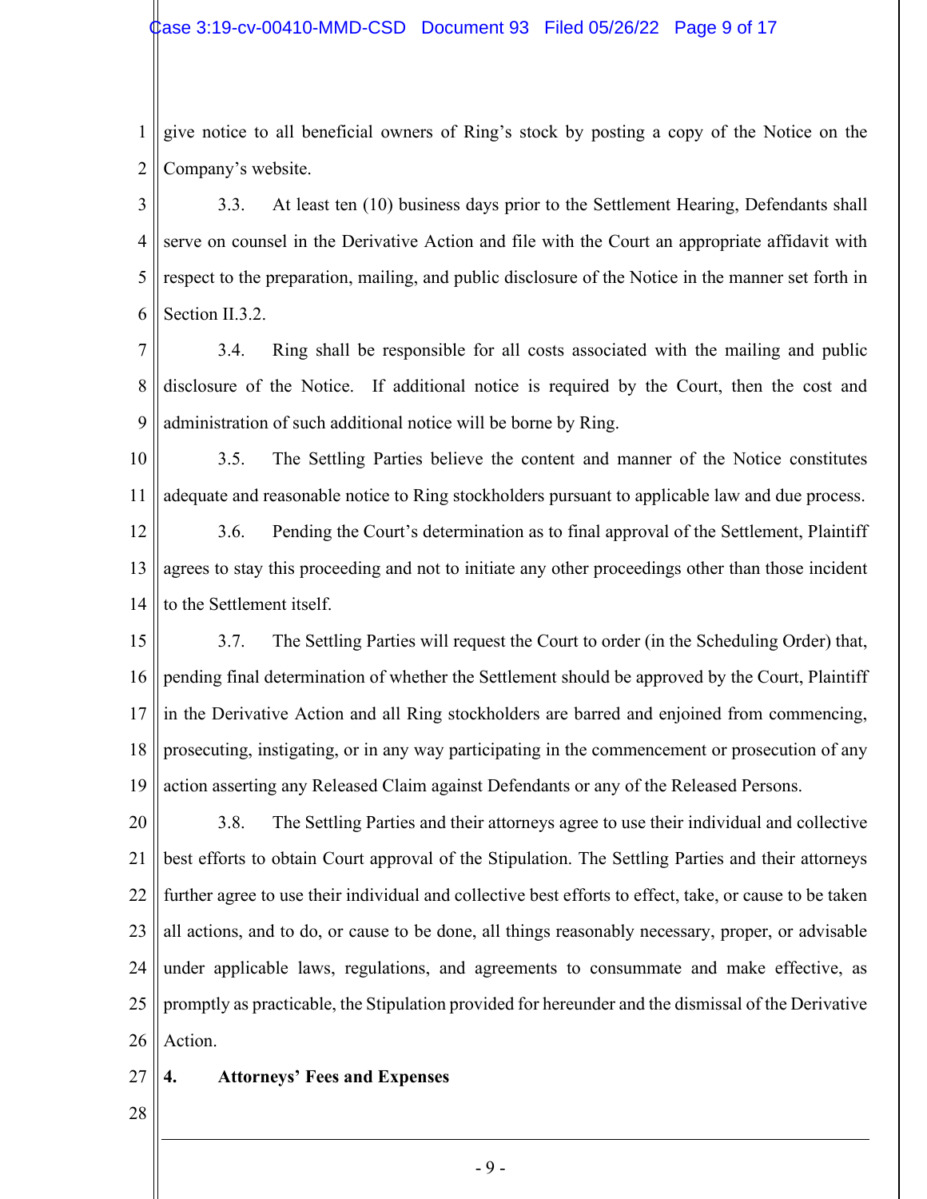give notice to all beneficial owners of Ring's stock by posting a copy of the Notice on the Company's website.

3.3. At least ten (10) business days prior to the Settlement Hearing, Defendants shall serve on counsel in the Derivative Action and file with the Court an appropriate affidavit with respect to the preparation, mailing, and public disclosure of the Notice in the manner set forth in Section II.3.2.

3.4. Ring shall be responsible for all costs associated with the mailing and public disclosure of the Notice. If additional notice is required by the Court, then the cost and administration of such additional notice will be borne by Ring.

3.5. The Settling Parties believe the content and manner of the Notice constitutes adequate and reasonable notice to Ring stockholders pursuant to applicable law and due process.

3.6. Pending the Court's determination as to final approval of the Settlement, Plaintiff agrees to stay this proceeding and not to initiate any other proceedings other than those incident to the Settlement itself.

3.7. The Settling Parties will request the Court to order (in the Scheduling Order) that, pending final determination of whether the Settlement should be approved by the Court, Plaintiff in the Derivative Action and all Ring stockholders are barred and enjoined from commencing, prosecuting, instigating, or in any way participating in the commencement or prosecution of any action asserting any Released Claim against Defendants or any of the Released Persons.

3.8. The Settling Parties and their attorneys agree to use their individual and collective best efforts to obtain Court approval of the Stipulation. The Settling Parties and their attorneys further agree to use their individual and collective best efforts to effect, take, or cause to be taken all actions, and to do, or cause to be done, all things reasonably necessary, proper, or advisable under applicable laws, regulations, and agreements to consummate and make effective, as promptly as practicable, the Stipulation provided for hereunder and the dismissal of the Derivative Action.

**4. Attorneys' Fees and Expenses**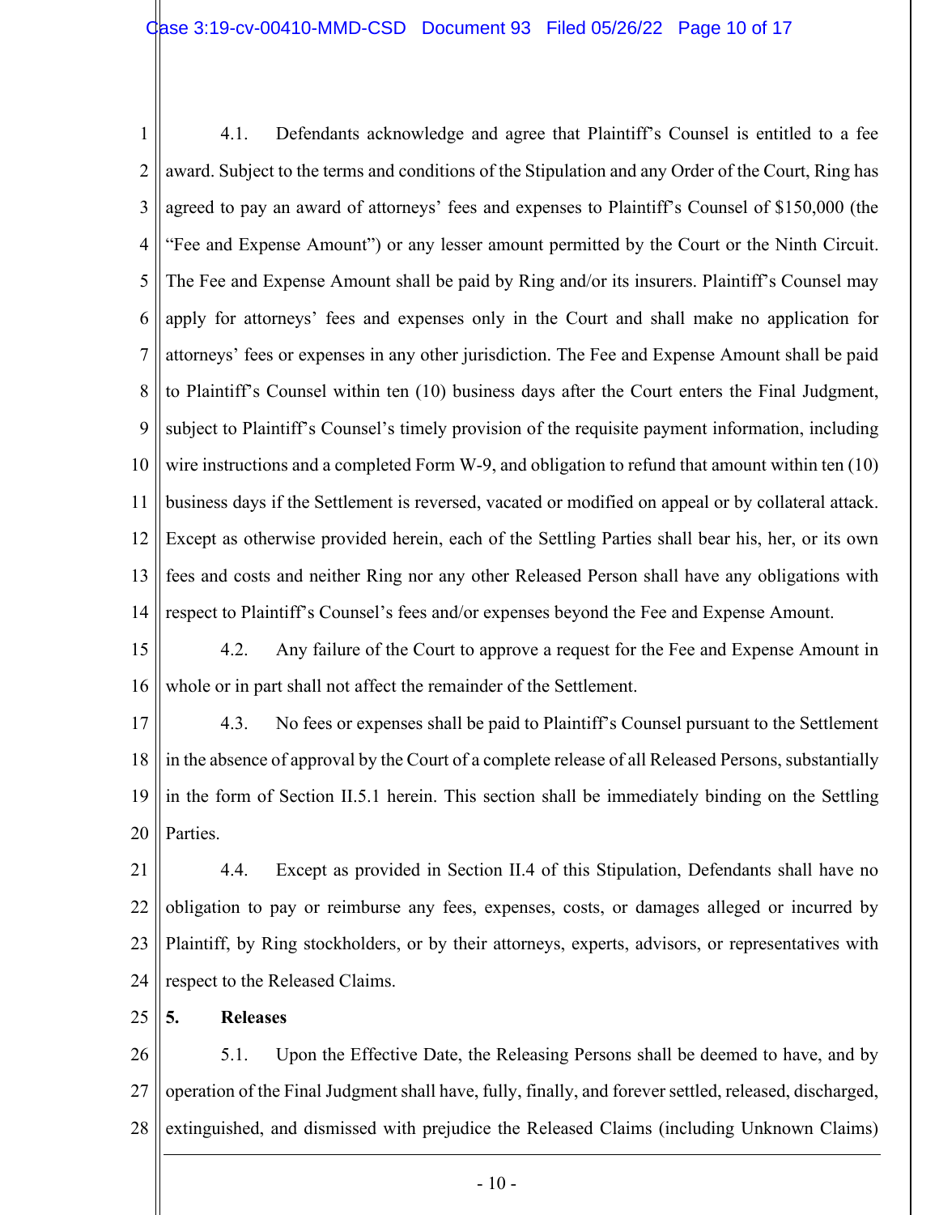4.1. Defendants acknowledge and agree that Plaintiff's Counsel is entitled to a fee award. Subject to the terms and conditions of the Stipulation and any Order of the Court, Ring has agreed to pay an award of attorneys' fees and expenses to Plaintiff's Counsel of $150,000 (the "Fee and Expense Amount") or any lesser amount permitted by the Court or the Ninth Circuit. The Fee and Expense Amount shall be paid by Ring and/or its insurers. Plaintiff's Counsel may apply for attorneys' fees and expenses only in the Court and shall make no application for attorneys' fees or expenses in any other jurisdiction. The Fee and Expense Amount shall be paid to Plaintiff's Counsel within ten (10) business days after the Court enters the Final Judgment, subject to Plaintiff's Counsel's timely provision of the requisite payment information, including wire instructions and a completed Form W-9, and obligation to refund that amount within ten (10) business days if the Settlement is reversed, vacated or modified on appeal or by collateral attack. Except as otherwise provided herein, each of the Settling Parties shall bear his, her, or its own fees and costs and neither Ring nor any other Released Person shall have any obligations with respect to Plaintiff's Counsel's fees and/or expenses beyond the Fee and Expense Amount.

4.2. Any failure of the Court to approve a request for the Fee and Expense Amount in whole or in part shall not affect the remainder of the Settlement.

4.3. No fees or expenses shall be paid to Plaintiff's Counsel pursuant to the Settlement in the absence of approval by the Court of a complete release of all Released Persons, substantially in the form of Section II.5.1 herein. This section shall be immediately binding on the Settling Parties.

4.4. Except as provided in Section II.4 of this Stipulation, Defendants shall have no obligation to pay or reimburse any fees, expenses, costs, or damages alleged or incurred by Plaintiff, by Ring stockholders, or by their attorneys, experts, advisors, or representatives with respect to the Released Claims.

**5. Releases**

5.1. Upon the Effective Date, the Releasing Persons shall be deemed to have, and by operation of the Final Judgment shall have, fully, finally, and forever settled, released, discharged, extinguished, and dismissed with prejudice the Released Claims (including Unknown Claims)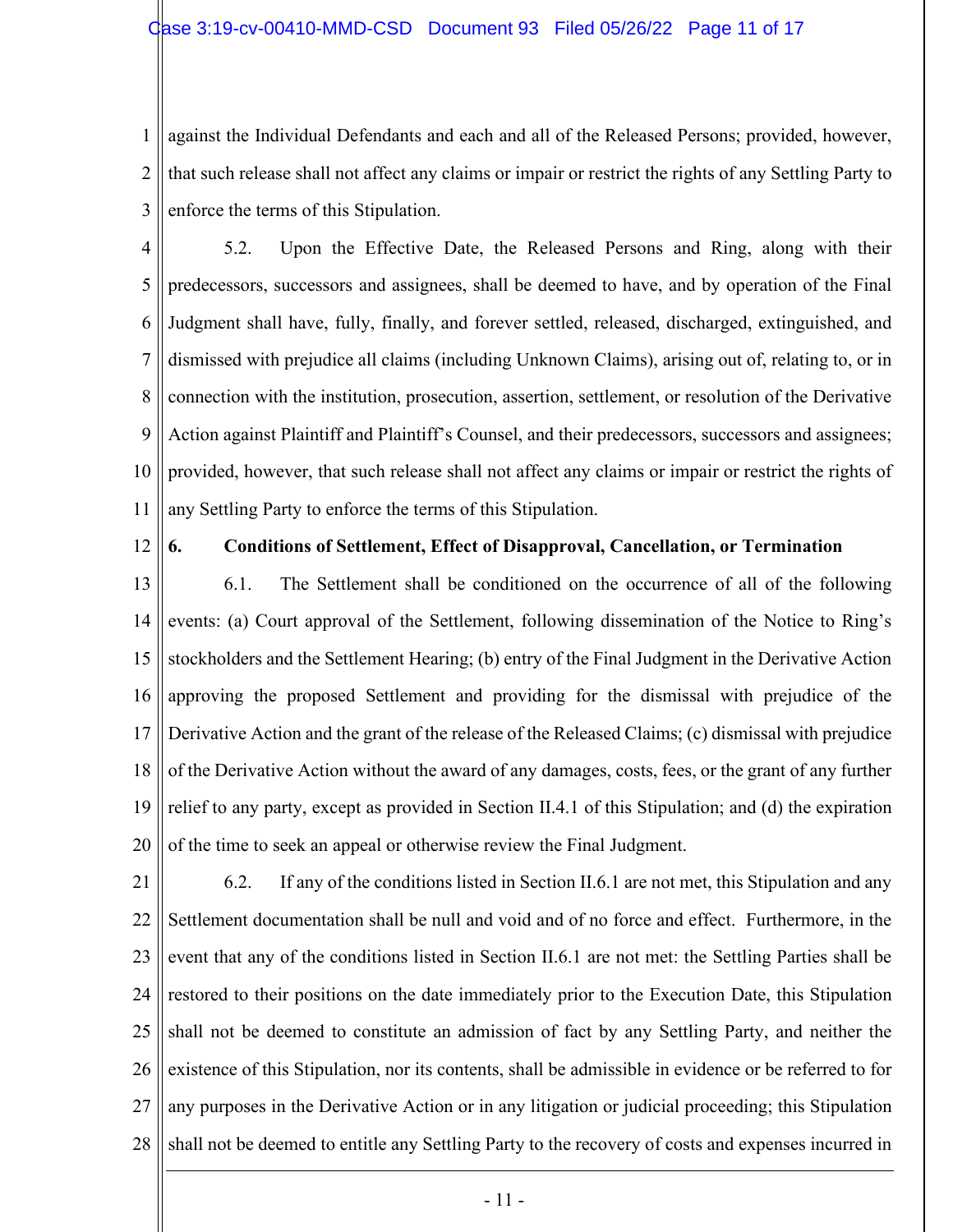against the Individual Defendants and each and all of the Released Persons; provided, however, that such release shall not affect any claims or impair or restrict the rights of any Settling Party to enforce the terms of this Stipulation.

5.2. Upon the Effective Date, the Released Persons and Ring, along with their predecessors, successors and assignees, shall be deemed to have, and by operation of the Final Judgment shall have, fully, finally, and forever settled, released, discharged, extinguished, and dismissed with prejudice all claims (including Unknown Claims), arising out of, relating to, or in connection with the institution, prosecution, assertion, settlement, or resolution of the Derivative Action against Plaintiff and Plaintiff's Counsel, and their predecessors, successors and assignees; provided, however, that such release shall not affect any claims or impair or restrict the rights of any Settling Party to enforce the terms of this Stipulation.

**6. Conditions of Settlement, Effect of Disapproval, Cancellation, or Termination**

6.1. The Settlement shall be conditioned on the occurrence of all of the following events: (a) Court approval of the Settlement, following dissemination of the Notice to Ring's stockholders and the Settlement Hearing; (b) entry of the Final Judgment in the Derivative Action approving the proposed Settlement and providing for the dismissal with prejudice of the Derivative Action and the grant of the release of the Released Claims; (c) dismissal with prejudice of the Derivative Action without the award of any damages, costs, fees, or the grant of any further relief to any party, except as provided in Section II.4.1 of this Stipulation; and (d) the expiration of the time to seek an appeal or otherwise review the Final Judgment.

6.2. If any of the conditions listed in Section II.6.1 are not met, this Stipulation and any Settlement documentation shall be null and void and of no force and effect. Furthermore, in the event that any of the conditions listed in Section II.6.1 are not met: the Settling Parties shall be restored to their positions on the date immediately prior to the Execution Date, this Stipulation shall not be deemed to constitute an admission of fact by any Settling Party, and neither the existence of this Stipulation, nor its contents, shall be admissible in evidence or be referred to for any purposes in the Derivative Action or in any litigation or judicial proceeding; this Stipulation shall not be deemed to entitle any Settling Party to the recovery of costs and expenses incurred in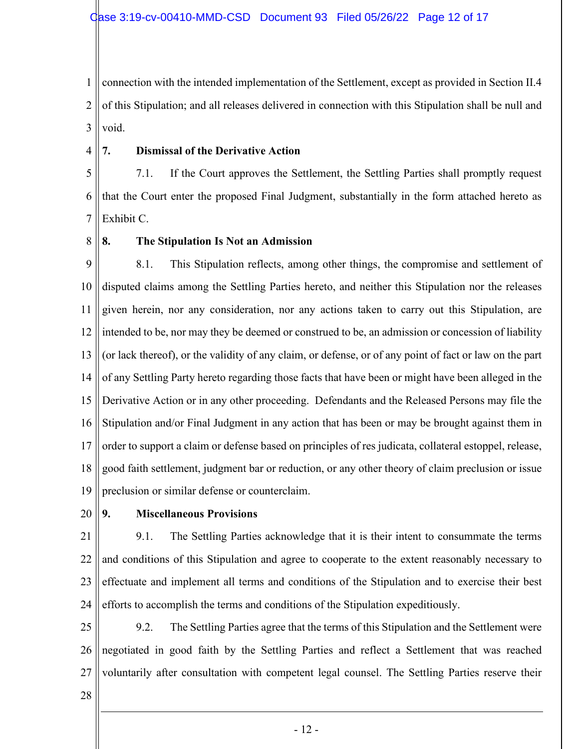connection with the intended implementation of the Settlement, except as provided in Section II.4 of this Stipulation; and all releases delivered in connection with this Stipulation shall be null and void.

**7. Dismissal of the Derivative Action**

7.1. If the Court approves the Settlement, the Settling Parties shall promptly request that the Court enter the proposed Final Judgment, substantially in the form attached hereto as Exhibit C.

**8. The Stipulation Is Not an Admission**

8.1. This Stipulation reflects, among other things, the compromise and settlement of disputed claims among the Settling Parties hereto, and neither this Stipulation nor the releases given herein, nor any consideration, nor any actions taken to carry out this Stipulation, are intended to be, nor may they be deemed or construed to be, an admission or concession of liability (or lack thereof), or the validity of any claim, or defense, or of any point of fact or law on the part of any Settling Party hereto regarding those facts that have been or might have been alleged in the Derivative Action or in any other proceeding. Defendants and the Released Persons may file the Stipulation and/or Final Judgment in any action that has been or may be brought against them in order to support a claim or defense based on principles of res judicata, collateral estoppel, release, good faith settlement, judgment bar or reduction, or any other theory of claim preclusion or issue preclusion or similar defense or counterclaim.

**9. Miscellaneous Provisions**

9.1. The Settling Parties acknowledge that it is their intent to consummate the terms and conditions of this Stipulation and agree to cooperate to the extent reasonably necessary to effectuate and implement all terms and conditions of the Stipulation and to exercise their best efforts to accomplish the terms and conditions of the Stipulation expeditiously.

9.2. The Settling Parties agree that the terms of this Stipulation and the Settlement were negotiated in good faith by the Settling Parties and reflect a Settlement that was reached voluntarily after consultation with competent legal counsel. The Settling Parties reserve their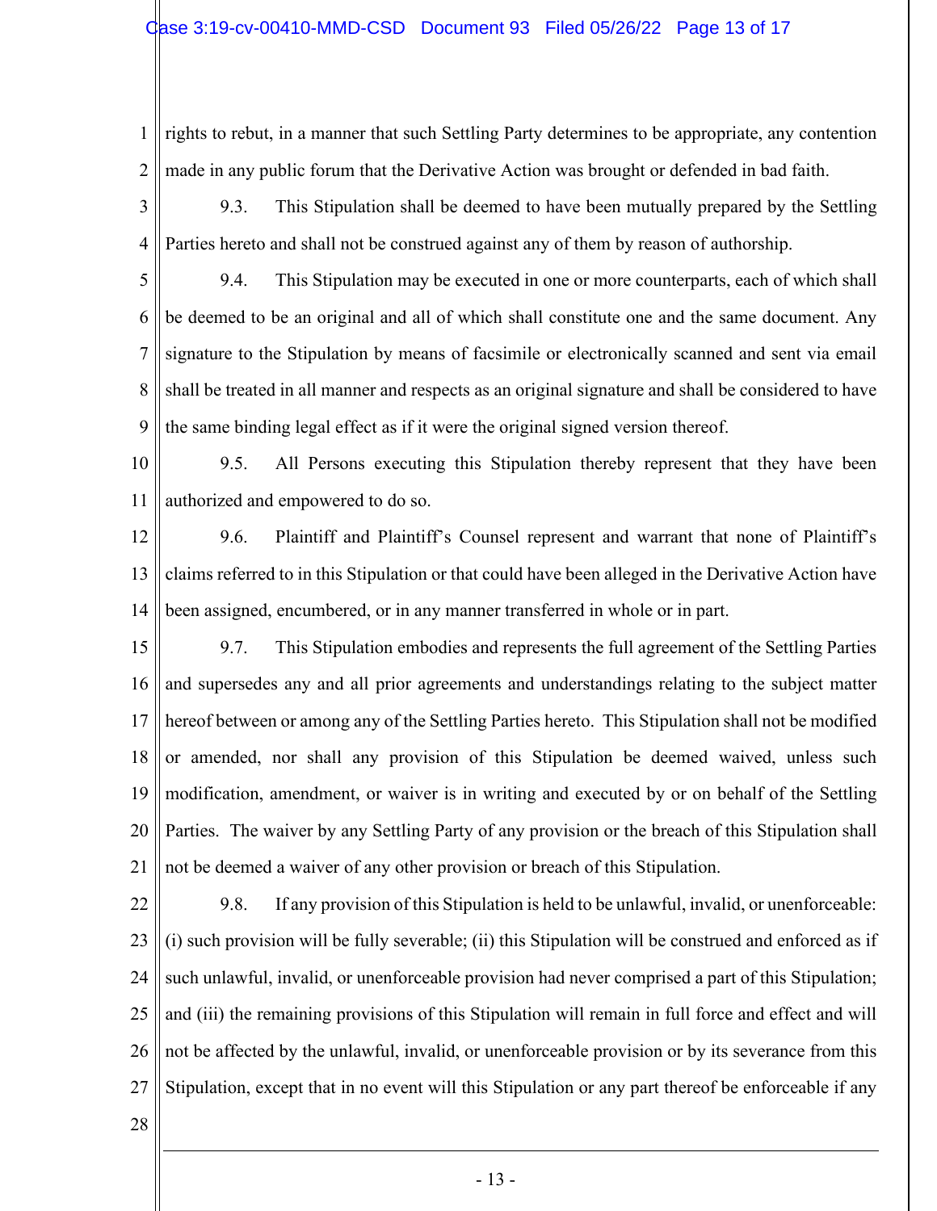rights to rebut, in a manner that such Settling Party determines to be appropriate, any contention made in any public forum that the Derivative Action was brought or defended in bad faith.

9.3. This Stipulation shall be deemed to have been mutually prepared by the Settling Parties hereto and shall not be construed against any of them by reason of authorship.

9.4. This Stipulation may be executed in one or more counterparts, each of which shall be deemed to be an original and all of which shall constitute one and the same document. Any signature to the Stipulation by means of facsimile or electronically scanned and sent via email shall be treated in all manner and respects as an original signature and shall be considered to have the same binding legal effect as if it were the original signed version thereof.

9.5. All Persons executing this Stipulation thereby represent that they have been authorized and empowered to do so.

9.6. Plaintiff and Plaintiff's Counsel represent and warrant that none of Plaintiff's claims referred to in this Stipulation or that could have been alleged in the Derivative Action have been assigned, encumbered, or in any manner transferred in whole or in part.

9.7. This Stipulation embodies and represents the full agreement of the Settling Parties and supersedes any and all prior agreements and understandings relating to the subject matter hereof between or among any of the Settling Parties hereto. This Stipulation shall not be modified or amended, nor shall any provision of this Stipulation be deemed waived, unless such modification, amendment, or waiver is in writing and executed by or on behalf of the Settling Parties. The waiver by any Settling Party of any provision or the breach of this Stipulation shall not be deemed a waiver of any other provision or breach of this Stipulation.

9.8. If any provision of this Stipulation is held to be unlawful, invalid, or unenforceable: (i) such provision will be fully severable; (ii) this Stipulation will be construed and enforced as if such unlawful, invalid, or unenforceable provision had never comprised a part of this Stipulation; and (iii) the remaining provisions of this Stipulation will remain in full force and effect and will not be affected by the unlawful, invalid, or unenforceable provision or by its severance from this Stipulation, except that in no event will this Stipulation or any part thereof be enforceable if any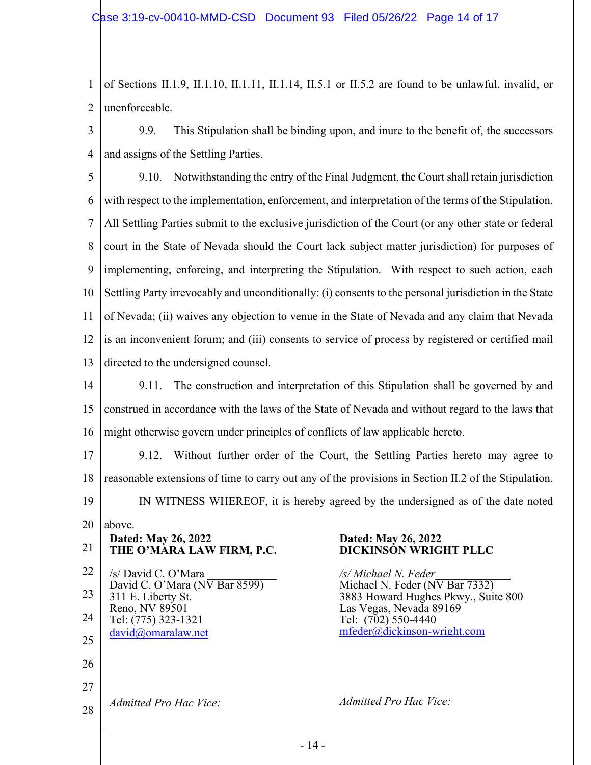of Sections II.1.9, II.1.10, II.1.11, II.1.14, II.5.1 or II.5.2 are found to be unlawful, invalid, or unenforceable.

9.9. This Stipulation shall be binding upon, and inure to the benefit of, the successors and assigns of the Settling Parties.

9.10. Notwithstanding the entry of the Final Judgment, the Court shall retain jurisdiction with respect to the implementation, enforcement, and interpretation of the terms of the Stipulation. All Settling Parties submit to the exclusive jurisdiction of the Court (or any other state or federal court in the State of Nevada should the Court lack subject matter jurisdiction) for purposes of implementing, enforcing, and interpreting the Stipulation. With respect to such action, each Settling Party irrevocably and unconditionally: (i) consents to the personal jurisdiction in the State of Nevada; (ii) waives any objection to venue in the State of Nevada and any claim that Nevada is an inconvenient forum; and (iii) consents to service of process by registered or certified mail directed to the undersigned counsel.

9.11. The construction and interpretation of this Stipulation shall be governed by and construed in accordance with the laws of the State of Nevada and without regard to the laws that might otherwise govern under principles of conflicts of law applicable hereto.

9.12. Without further order of the Court, the Settling Parties hereto may agree to reasonable extensions of time to carry out any of the provisions in Section II.2 of the Stipulation.

IN WITNESS WHEREOF, it is hereby agreed by the undersigned as of the date noted above.

**Dated: May 26, 2022**
**THE O'MARA LAW FIRM, P.C.**

/s/ David C. O'Mara
David C. O'Mara (NV Bar 8599)
311 E. Liberty St.
Reno, NV 89501
Tel: (775) 323-1321
david@omaralaw.net

*Admitted Pro Hac Vice:*

**Dated: May 26, 2022**
**DICKINSON WRIGHT PLLC**

*/s/ Michael N. Feder*
Michael N. Feder (NV Bar 7332)
3883 Howard Hughes Pkwy., Suite 800
Las Vegas, Nevada 89169
Tel: (702) 550-4440
mfeder@dickinson-wright.com

*Admitted Pro Hac Vice:*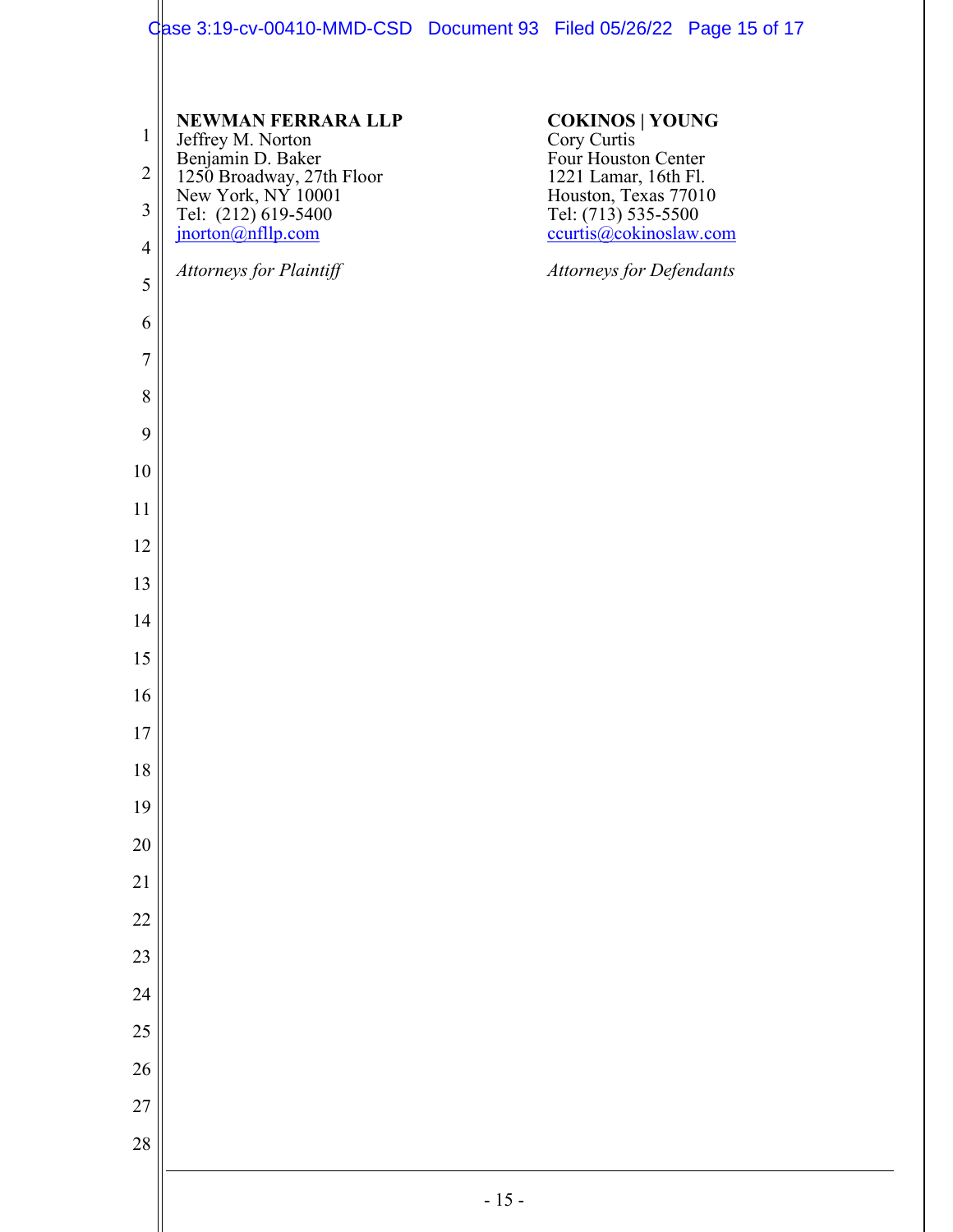**NEWMAN FERRARA LLP**
Jeffrey M. Norton
Benjamin D. Baker
1250 Broadway, 27th Floor
New York, NY 10001
Tel: (212) 619-5400
jnorton@nfllp.com

*Attorneys for Plaintiff*

**COKINOS | YOUNG**
Cory Curtis
Four Houston Center
1221 Lamar, 16th Fl.
Houston, Texas 77010
Tel: (713) 535-5500
ccurtis@cokinoslaw.com

*Attorneys for Defendants*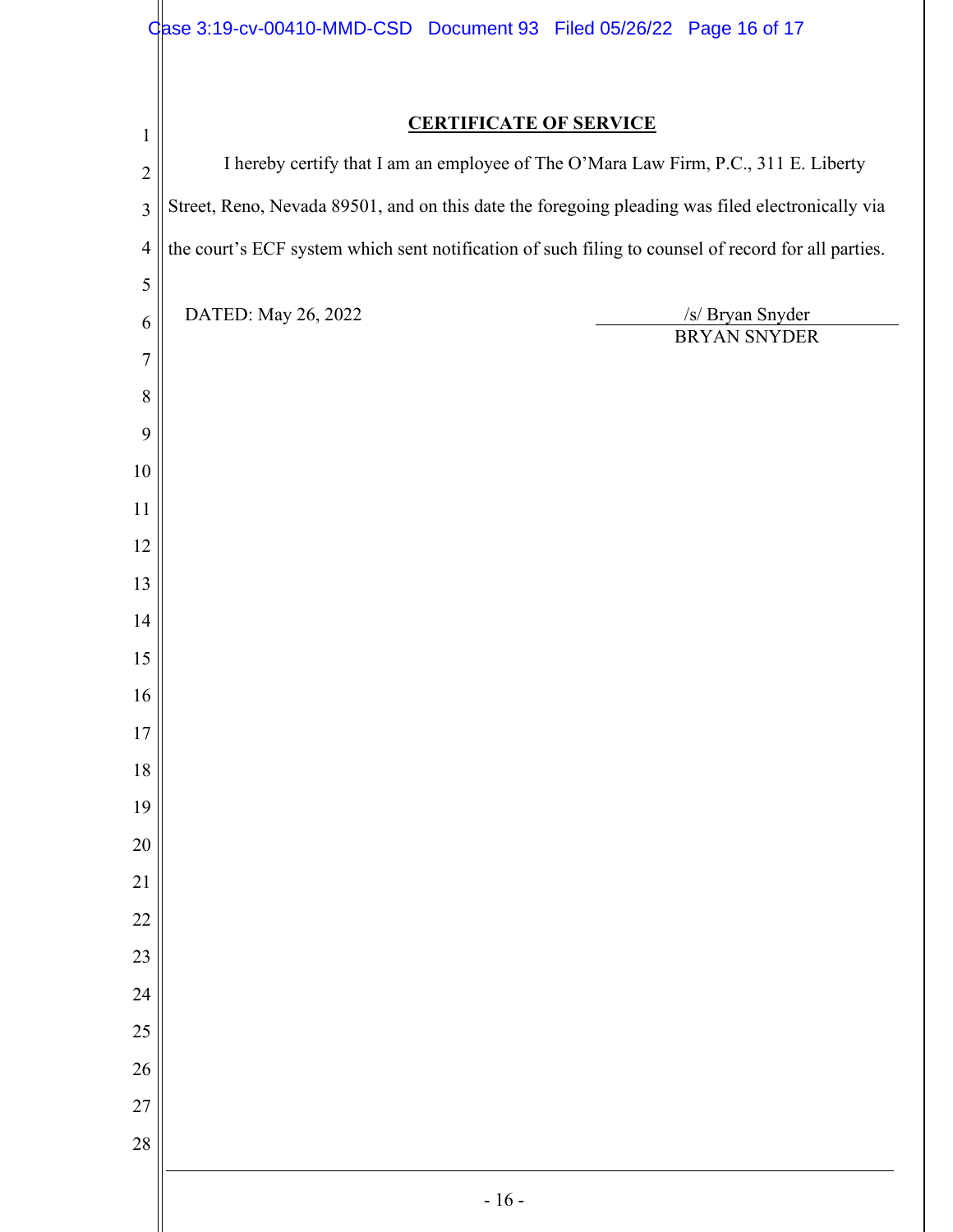## CERTIFICATE OF SERVICE

I hereby certify that I am an employee of The O'Mara Law Firm, P.C., 311 E. Liberty Street, Reno, Nevada 89501, and on this date the foregoing pleading was filed electronically via the court's ECF system which sent notification of such filing to counsel of record for all parties.

DATED: May 26, 2022

/s/ Bryan Snyder
BRYAN SNYDER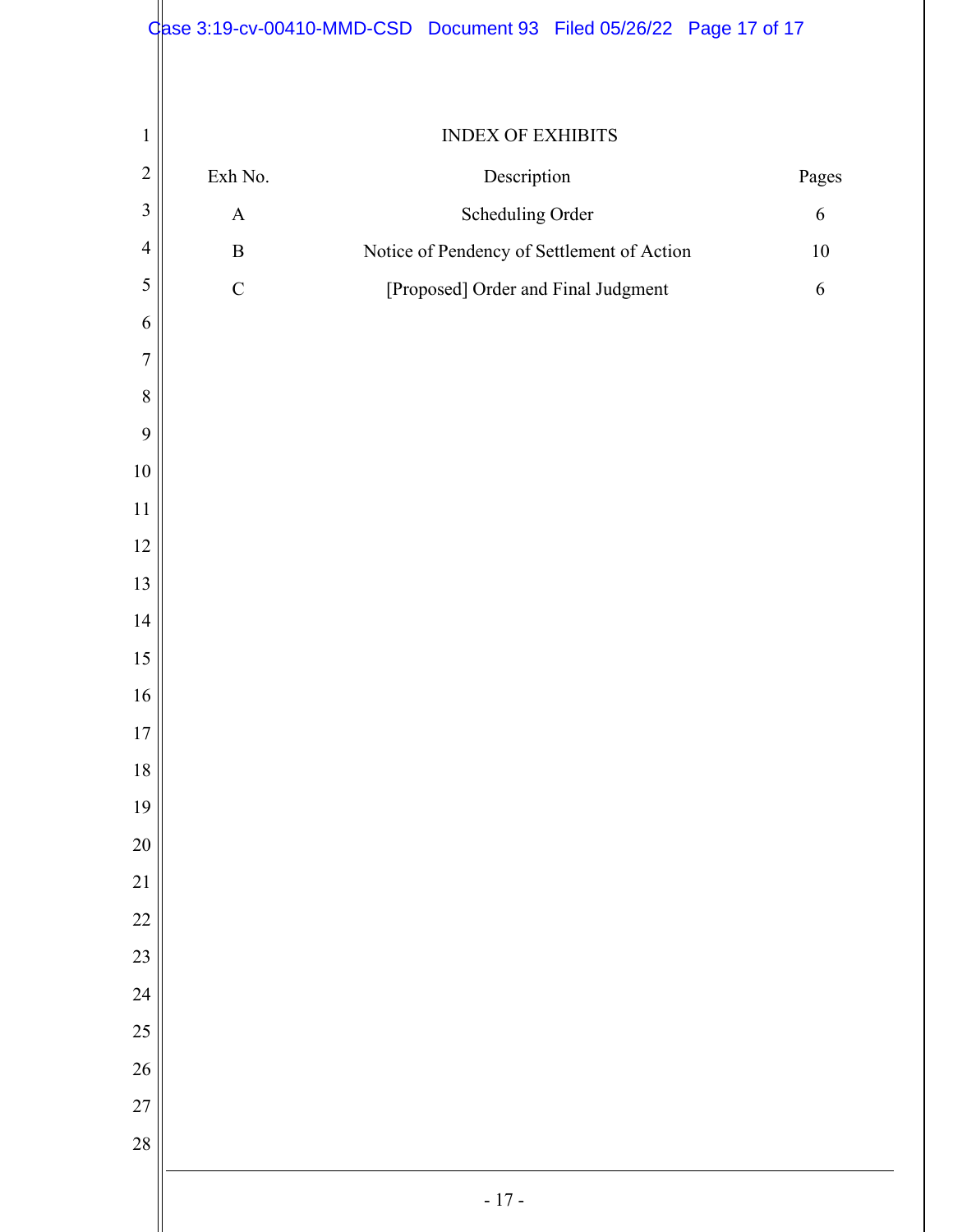## INDEX OF EXHIBITS

| Exh No. | Description | Pages |
| --- | --- | --- |
| A | Scheduling Order | 6 |
| B | Notice of Pendency of Settlement of Action | 10 |
| C | [Proposed] Order and Final Judgment | 6 |